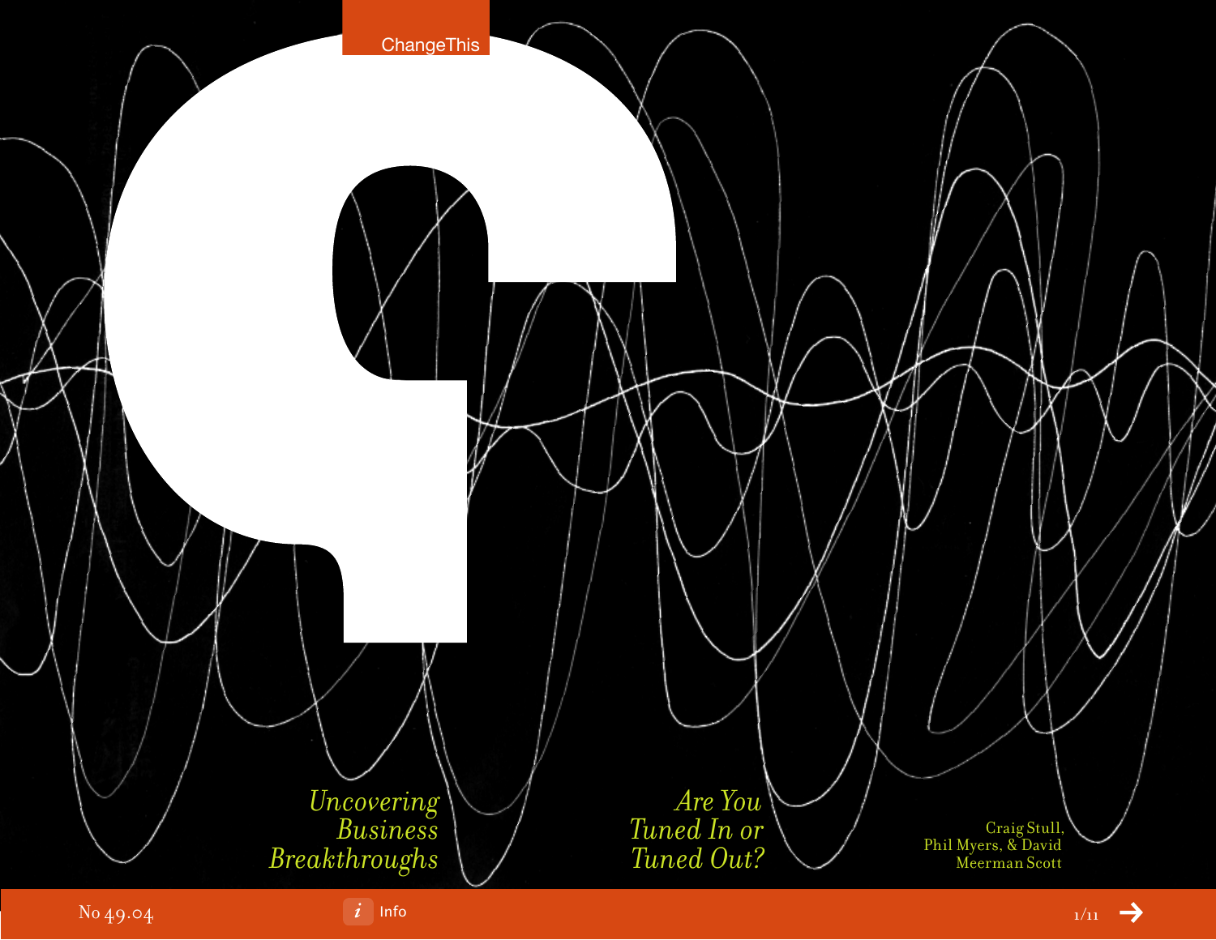ChangeThis

*Uncovering Business Breakthroughs*

# *Are You Tuned In or Tuned Out?*

Craig Stull, Phil Myers, & David Meerman Scott

No 49.04

Info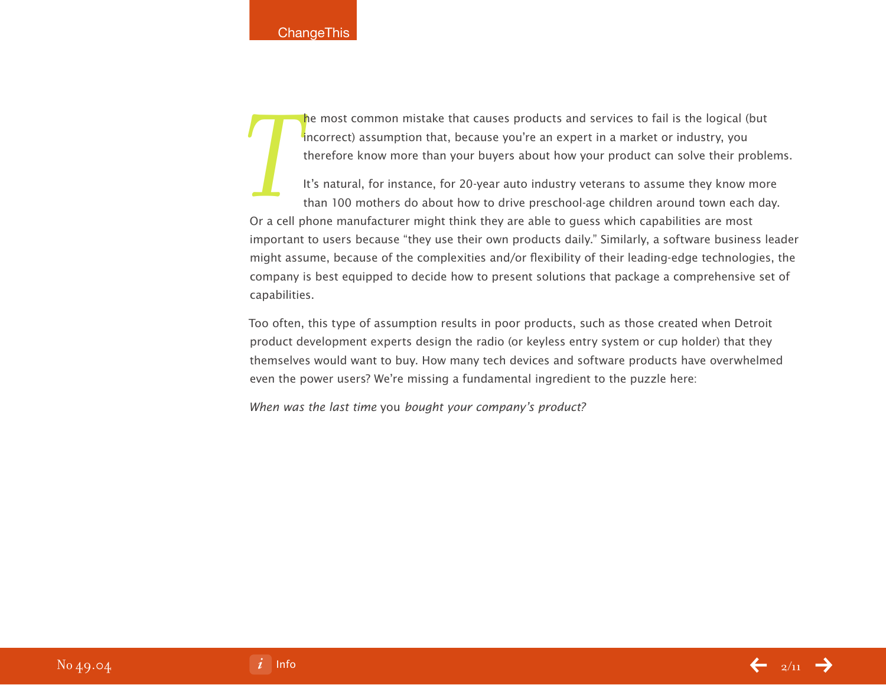The most common mistake that causes products and services to fail is the logical (but incorrect) assumption that, because you're an expert in a market or industry, you therefore know more than your buyers about how your product can solve their problems.

It's natural, for instance, for 20-year auto industry veterans to assume they know more than 100 mothers do about how to drive preschool-age children around town each day. Or a cell phone manufacturer might think they are able to guess which capabilities are most important to users because "they use their own products daily." Similarly, a software business leader might assume, because of the complexities and/or flexibility of their leading-edge technologies, the company is best equipped to decide how to present solutions that package a comprehensive set of capabilities.

Too often, this type of assumption results in poor products, such as those created when Detroit product development experts design the radio (or keyless entry system or cup holder) that they themselves would want to buy. How many tech devices and software products have overwhelmed even the power users? We're missing a fundamental ingredient to the puzzle here:

*When was the last time* you *bought your company's product?*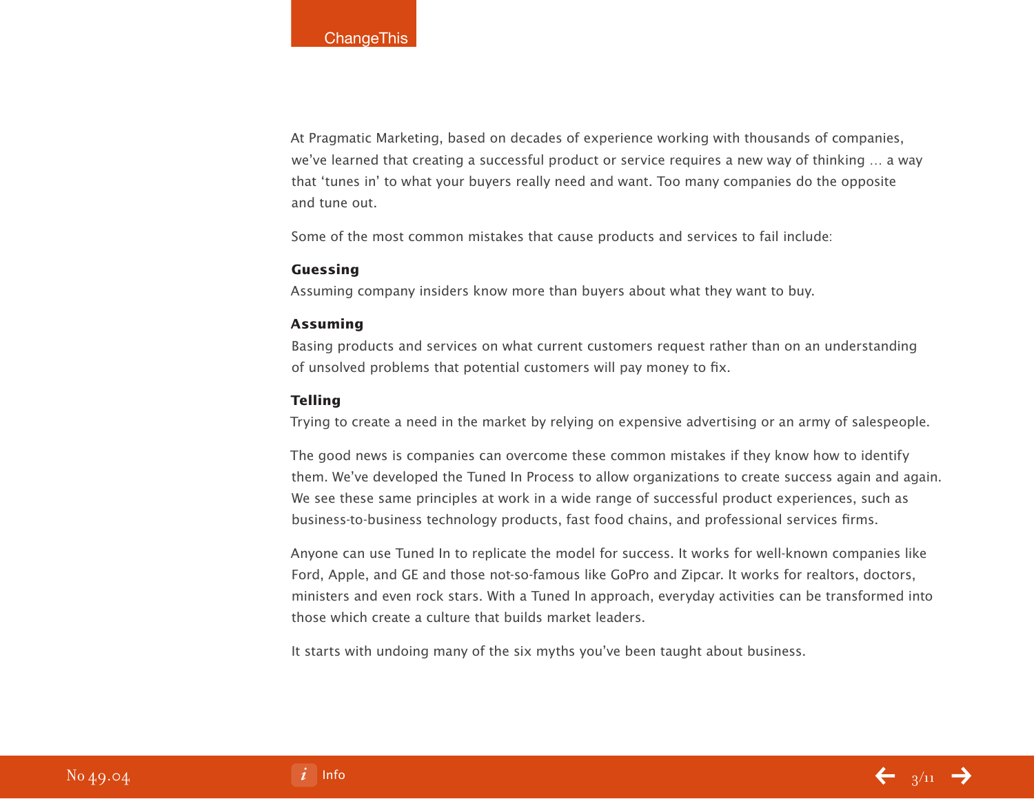At Pragmatic Marketing, based on decades of experience working with thousands of companies, we've learned that creating a successful product or service requires a new way of thinking … a way that 'tunes in' to what your buyers really need and want. Too many companies do the opposite and tune out.

Some of the most common mistakes that cause products and services to fail include:

**Guessing**
Assuming company insiders know more than buyers about what they want to buy.

**Assuming**
Basing products and services on what current customers request rather than on an understanding of unsolved problems that potential customers will pay money to fix.

**Telling**
Trying to create a need in the market by relying on expensive advertising or an army of salespeople.

The good news is companies can overcome these common mistakes if they know how to identify them. We've developed the Tuned In Process to allow organizations to create success again and again. We see these same principles at work in a wide range of successful product experiences, such as business-to-business technology products, fast food chains, and professional services firms.

Anyone can use Tuned In to replicate the model for success. It works for well-known companies like Ford, Apple, and GE and those not-so-famous like GoPro and Zipcar. It works for realtors, doctors, ministers and even rock stars. With a Tuned In approach, everyday activities can be transformed into those which create a culture that builds market leaders.

It starts with undoing many of the six myths you've been taught about business.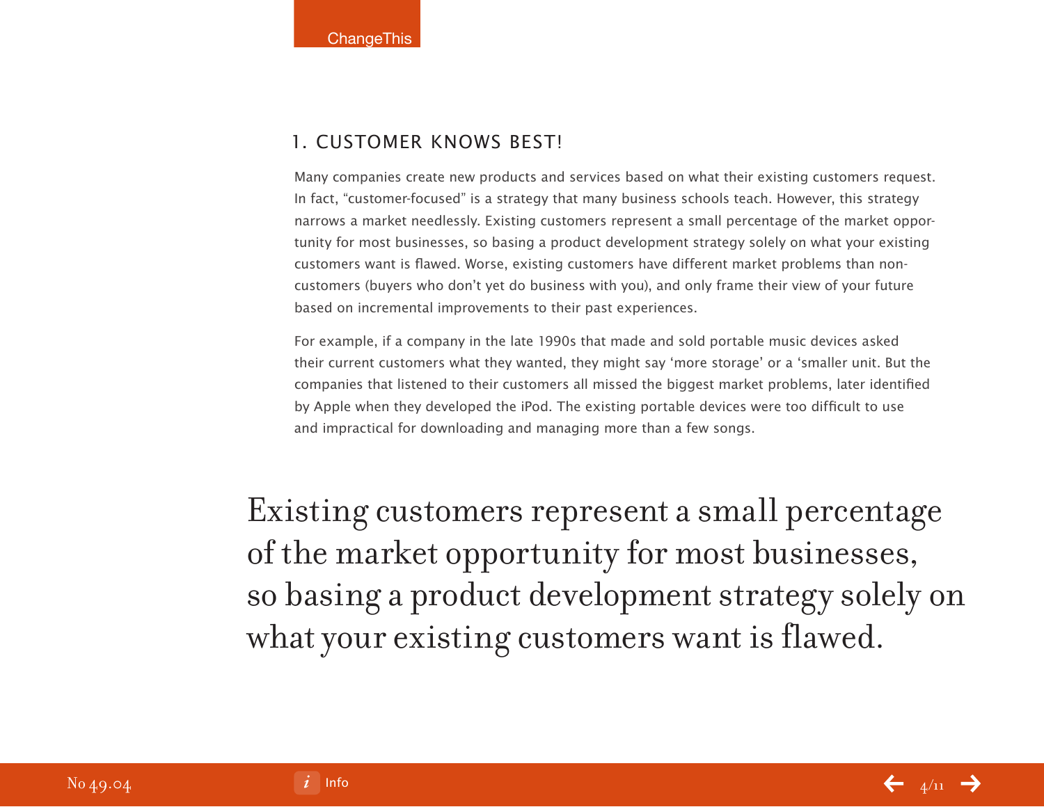## 1. CUSTOMER KNOWS BEST!

Many companies create new products and services based on what their existing customers request. In fact, "customer-focused" is a strategy that many business schools teach. However, this strategy narrows a market needlessly. Existing customers represent a small percentage of the market opportunity for most businesses, so basing a product development strategy solely on what your existing customers want is flawed. Worse, existing customers have different market problems than non-customers (buyers who don't yet do business with you), and only frame their view of your future based on incremental improvements to their past experiences.

For example, if a company in the late 1990s that made and sold portable music devices asked their current customers what they wanted, they might say 'more storage' or a 'smaller unit. But the companies that listened to their customers all missed the biggest market problems, later identified by Apple when they developed the iPod. The existing portable devices were too difficult to use and impractical for downloading and managing more than a few songs.

> Existing customers represent a small percentage of the market opportunity for most businesses, so basing a product development strategy solely on what your existing customers want is flawed.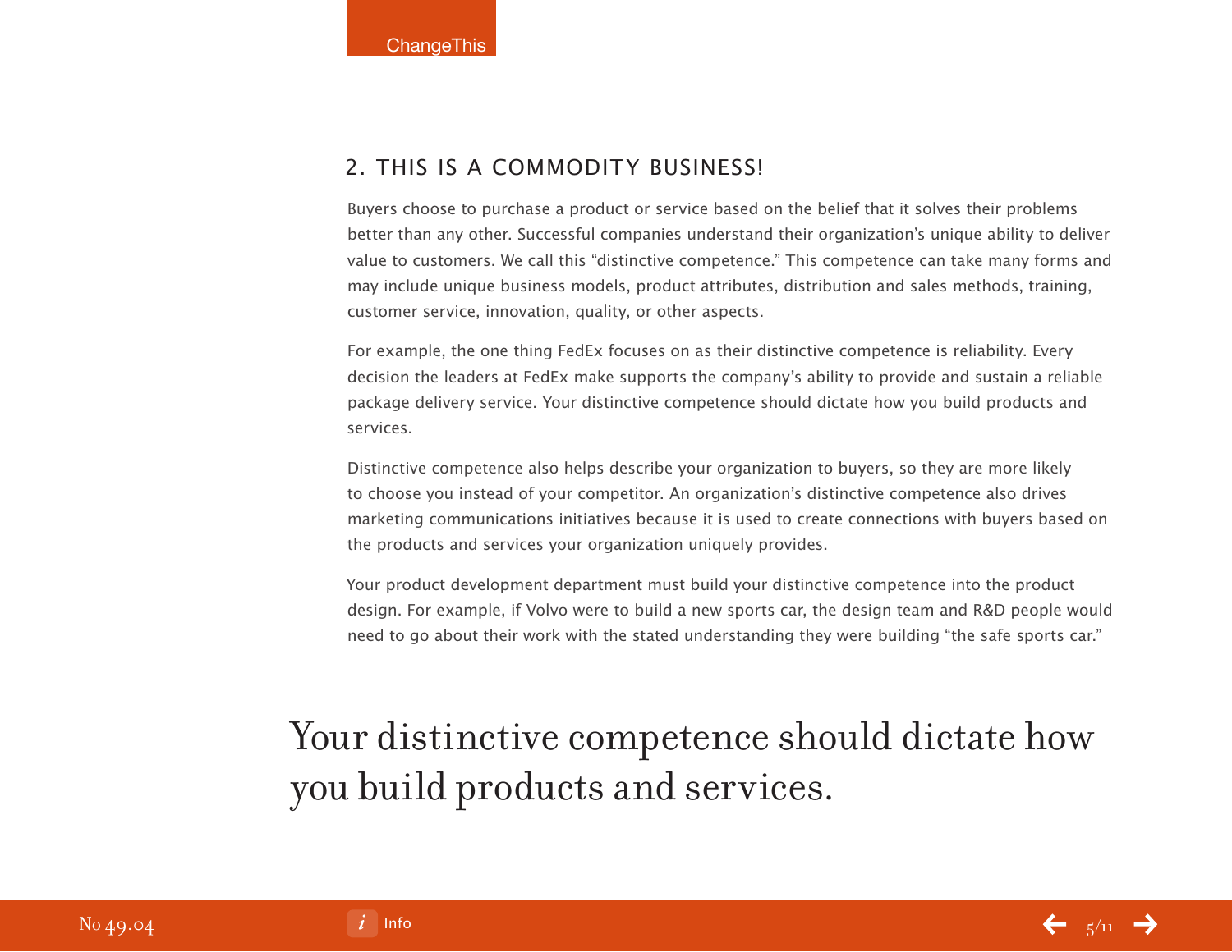## 2. THIS IS A COMMODITY BUSINESS!

Buyers choose to purchase a product or service based on the belief that it solves their problems better than any other. Successful companies understand their organization's unique ability to deliver value to customers. We call this "distinctive competence." This competence can take many forms and may include unique business models, product attributes, distribution and sales methods, training, customer service, innovation, quality, or other aspects.

For example, the one thing FedEx focuses on as their distinctive competence is reliability. Every decision the leaders at FedEx make supports the company's ability to provide and sustain a reliable package delivery service. Your distinctive competence should dictate how you build products and services.

Distinctive competence also helps describe your organization to buyers, so they are more likely to choose you instead of your competitor. An organization's distinctive competence also drives marketing communications initiatives because it is used to create connections with buyers based on the products and services your organization uniquely provides.

Your product development department must build your distinctive competence into the product design. For example, if Volvo were to build a new sports car, the design team and R&D people would need to go about their work with the stated understanding they were building "the safe sports car."

> Your distinctive competence should dictate how you build products and services.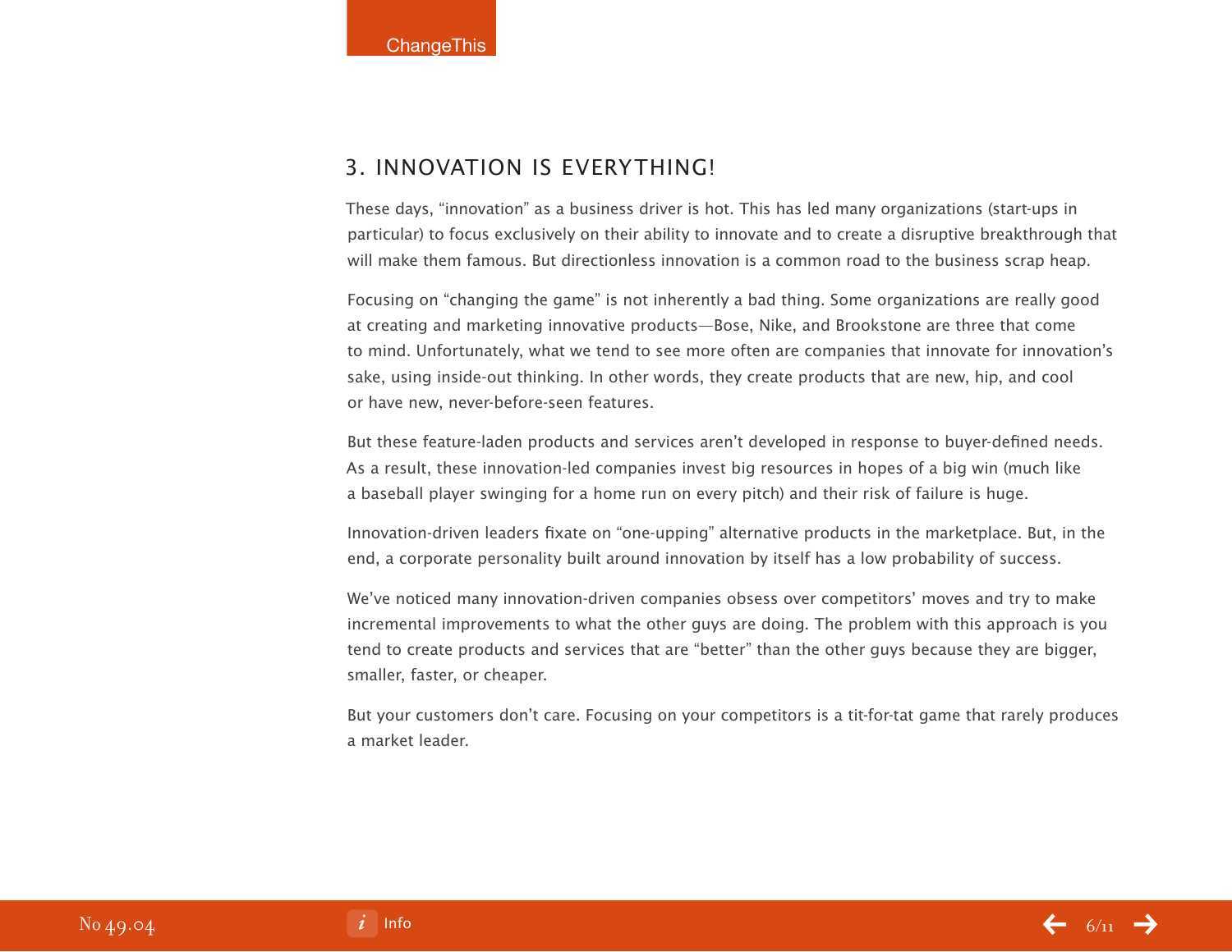## 3. INNOVATION IS EVERYTHING!

These days, "innovation" as a business driver is hot. This has led many organizations (start-ups in particular) to focus exclusively on their ability to innovate and to create a disruptive breakthrough that will make them famous. But directionless innovation is a common road to the business scrap heap.

Focusing on "changing the game" is not inherently a bad thing. Some organizations are really good at creating and marketing innovative products—Bose, Nike, and Brookstone are three that come to mind. Unfortunately, what we tend to see more often are companies that innovate for innovation's sake, using inside-out thinking. In other words, they create products that are new, hip, and cool or have new, never-before-seen features.

But these feature-laden products and services aren't developed in response to buyer-defined needs. As a result, these innovation-led companies invest big resources in hopes of a big win (much like a baseball player swinging for a home run on every pitch) and their risk of failure is huge.

Innovation-driven leaders fixate on "one-upping" alternative products in the marketplace. But, in the end, a corporate personality built around innovation by itself has a low probability of success.

We've noticed many innovation-driven companies obsess over competitors' moves and try to make incremental improvements to what the other guys are doing. The problem with this approach is you tend to create products and services that are "better" than the other guys because they are bigger, smaller, faster, or cheaper.

But your customers don't care. Focusing on your competitors is a tit-for-tat game that rarely produces a market leader.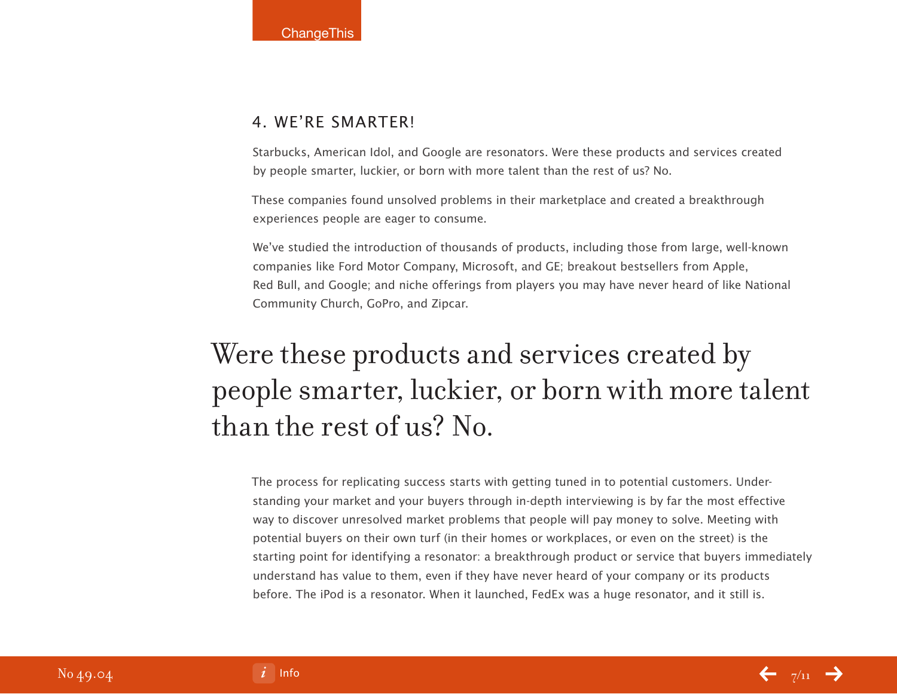## 4. WE'RE SMARTER!

Starbucks, American Idol, and Google are resonators. Were these products and services created by people smarter, luckier, or born with more talent than the rest of us? No.

These companies found unsolved problems in their marketplace and created a breakthrough experiences people are eager to consume.

We've studied the introduction of thousands of products, including those from large, well-known companies like Ford Motor Company, Microsoft, and GE; breakout bestsellers from Apple, Red Bull, and Google; and niche offerings from players you may have never heard of like National Community Church, GoPro, and Zipcar.

> Were these products and services created by people smarter, luckier, or born with more talent than the rest of us? No.

The process for replicating success starts with getting tuned in to potential customers. Understanding your market and your buyers through in-depth interviewing is by far the most effective way to discover unresolved market problems that people will pay money to solve. Meeting with potential buyers on their own turf (in their homes or workplaces, or even on the street) is the starting point for identifying a resonator: a breakthrough product or service that buyers immediately understand has value to them, even if they have never heard of your company or its products before. The iPod is a resonator. When it launched, FedEx was a huge resonator, and it still is.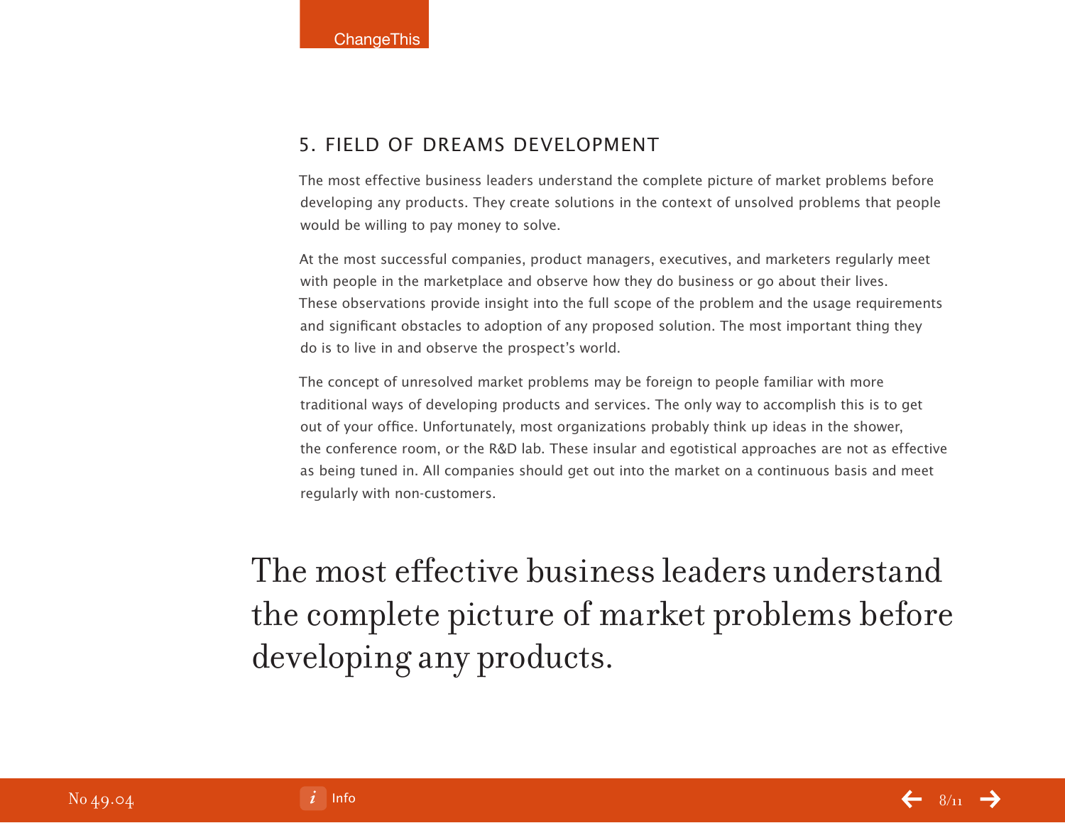## 5. FIELD OF DREAMS DEVELOPMENT

The most effective business leaders understand the complete picture of market problems before developing any products. They create solutions in the context of unsolved problems that people would be willing to pay money to solve.

At the most successful companies, product managers, executives, and marketers regularly meet with people in the marketplace and observe how they do business or go about their lives. These observations provide insight into the full scope of the problem and the usage requirements and significant obstacles to adoption of any proposed solution. The most important thing they do is to live in and observe the prospect's world.

The concept of unresolved market problems may be foreign to people familiar with more traditional ways of developing products and services. The only way to accomplish this is to get out of your office. Unfortunately, most organizations probably think up ideas in the shower, the conference room, or the R&D lab. These insular and egotistical approaches are not as effective as being tuned in. All companies should get out into the market on a continuous basis and meet regularly with non-customers.

> The most effective business leaders understand the complete picture of market problems before developing any products.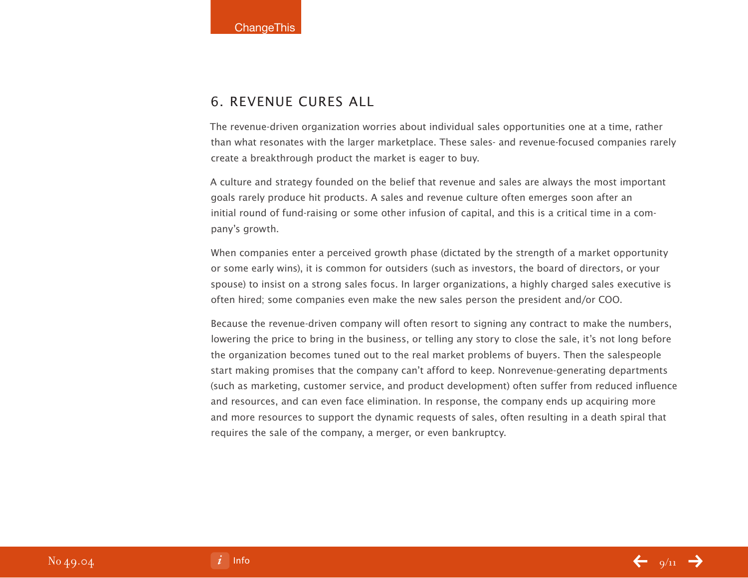## 6. REVENUE CURES ALL

The revenue-driven organization worries about individual sales opportunities one at a time, rather than what resonates with the larger marketplace. These sales- and revenue-focused companies rarely create a breakthrough product the market is eager to buy.

A culture and strategy founded on the belief that revenue and sales are always the most important goals rarely produce hit products. A sales and revenue culture often emerges soon after an initial round of fund-raising or some other infusion of capital, and this is a critical time in a company's growth.

When companies enter a perceived growth phase (dictated by the strength of a market opportunity or some early wins), it is common for outsiders (such as investors, the board of directors, or your spouse) to insist on a strong sales focus. In larger organizations, a highly charged sales executive is often hired; some companies even make the new sales person the president and/or COO.

Because the revenue-driven company will often resort to signing any contract to make the numbers, lowering the price to bring in the business, or telling any story to close the sale, it's not long before the organization becomes tuned out to the real market problems of buyers. Then the salespeople start making promises that the company can't afford to keep. Nonrevenue-generating departments (such as marketing, customer service, and product development) often suffer from reduced influence and resources, and can even face elimination. In response, the company ends up acquiring more and more resources to support the dynamic requests of sales, often resulting in a death spiral that requires the sale of the company, a merger, or even bankruptcy.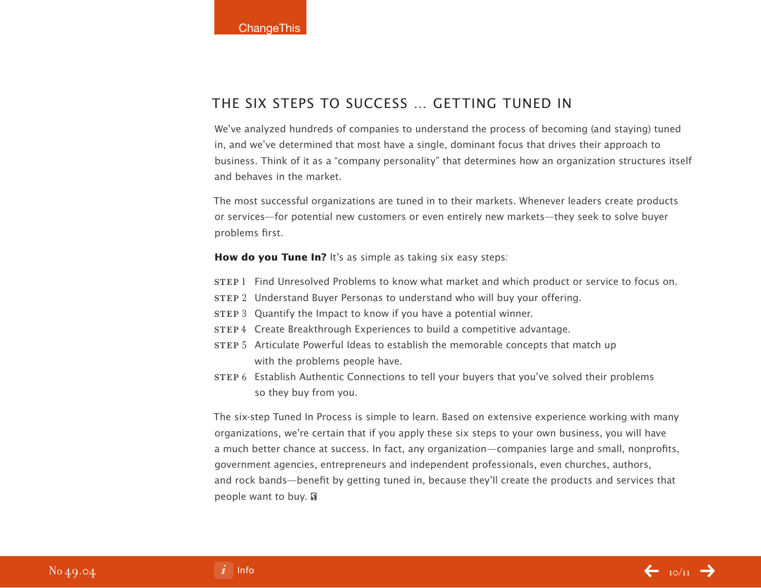## THE SIX STEPS TO SUCCESS … GETTING TUNED IN

We've analyzed hundreds of companies to understand the process of becoming (and staying) tuned in, and we've determined that most have a single, dominant focus that drives their approach to business. Think of it as a "company personality" that determines how an organization structures itself and behaves in the market.

The most successful organizations are tuned in to their markets. Whenever leaders create products or services—for potential new customers or even entirely new markets—they seek to solve buyer problems first.

**How do you Tune In?** It's as simple as taking six easy steps:

- STEP 1 Find Unresolved Problems to know what market and which product or service to focus on.
- STEP 2 Understand Buyer Personas to understand who will buy your offering.
- STEP 3 Quantify the Impact to know if you have a potential winner.
- STEP 4 Create Breakthrough Experiences to build a competitive advantage.
- STEP 5 Articulate Powerful Ideas to establish the memorable concepts that match up with the problems people have.
- STEP 6 Establish Authentic Connections to tell your buyers that you've solved their problems so they buy from you.

The six-step Tuned In Process is simple to learn. Based on extensive experience working with many organizations, we're certain that if you apply these six steps to your own business, you will have a much better chance at success. In fact, any organization—companies large and small, nonprofits, government agencies, entrepreneurs and independent professionals, even churches, authors, and rock bands—benefit by getting tuned in, because they'll create the products and services that people want to buy.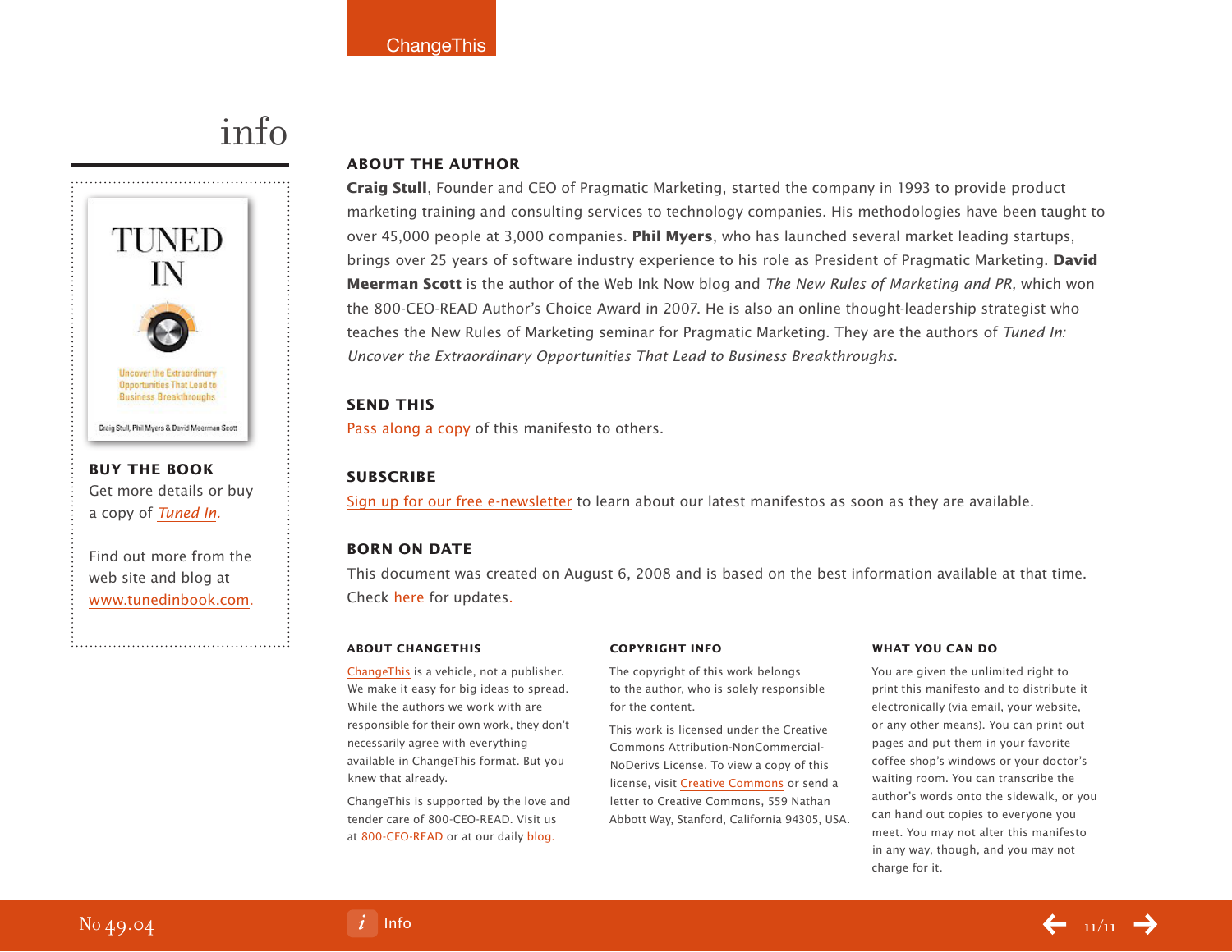# info

**BUY THE BOOK**
Get more details or buy a copy of *Tuned In*.

Find out more from the web site and blog at www.tunedinbook.com.

## ABOUT THE AUTHOR

**Craig Stull**, Founder and CEO of Pragmatic Marketing, started the company in 1993 to provide product marketing training and consulting services to technology companies. His methodologies have been taught to over 45,000 people at 3,000 companies. **Phil Myers**, who has launched several market leading startups, brings over 25 years of software industry experience to his role as President of Pragmatic Marketing. **David Meerman Scott** is the author of the Web Ink Now blog and *The New Rules of Marketing and PR,* which won the 800-CEO-READ Author's Choice Award in 2007. He is also an online thought-leadership strategist who teaches the New Rules of Marketing seminar for Pragmatic Marketing. They are the authors of *Tuned In: Uncover the Extraordinary Opportunities That Lead to Business Breakthroughs.*

## SEND THIS

Pass along a copy of this manifesto to others.

## SUBSCRIBE

Sign up for our free e-newsletter to learn about our latest manifestos as soon as they are available.

## BORN ON DATE

This document was created on August 6, 2008 and is based on the best information available at that time. Check here for updates.

### ABOUT CHANGETHIS

ChangeThis is a vehicle, not a publisher. We make it easy for big ideas to spread. While the authors we work with are responsible for their own work, they don't necessarily agree with everything available in ChangeThis format. But you knew that already.

ChangeThis is supported by the love and tender care of 800-CEO-READ. Visit us at 800-CEO-READ or at our daily blog.

### COPYRIGHT INFO

The copyright of this work belongs to the author, who is solely responsible for the content.

This work is licensed under the Creative Commons Attribution-NonCommercial-NoDerivs License. To view a copy of this license, visit Creative Commons or send a letter to Creative Commons, 559 Nathan Abbott Way, Stanford, California 94305, USA.

### WHAT YOU CAN DO

You are given the unlimited right to print this manifesto and to distribute it electronically (via email, your website, or any other means). You can print out pages and put them in your favorite coffee shop's windows or your doctor's waiting room. You can transcribe the author's words onto the sidewalk, or you can hand out copies to everyone you meet. You may not alter this manifesto in any way, though, and you may not charge for it.